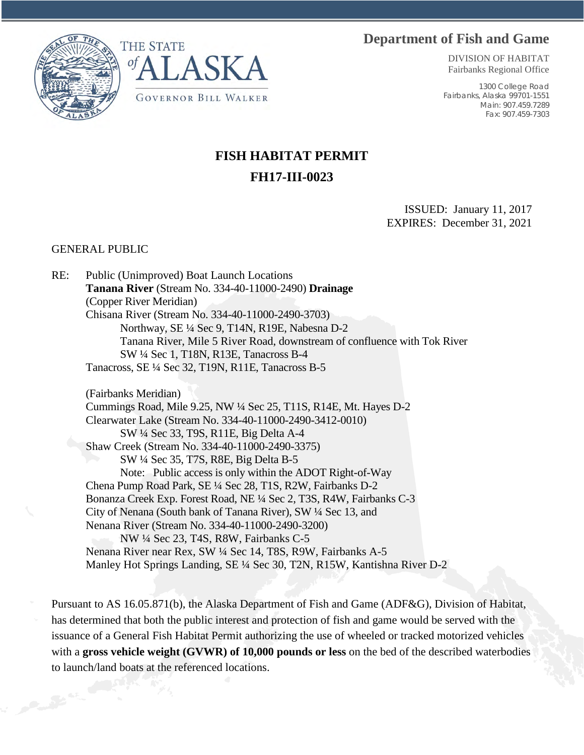THE STATE *of* ALASKA

GOVERNOR BILL WALKER

**Department of Fish and Game**

DIVISION OF HABITAT
Fairbanks Regional Office

1300 College Road
Fairbanks, Alaska 99701-1551
Main: 907.459.7289
Fax: 907.459-7303

# FISH HABITAT PERMIT

# FH17-III-0023

ISSUED: January 11, 2017
EXPIRES: December 31, 2021

GENERAL PUBLIC

RE: Public (Unimproved) Boat Launch Locations
**Tanana River** (Stream No. 334-40-11000-2490) **Drainage**
(Copper River Meridian)
Chisana River (Stream No. 334-40-11000-2490-3703)
    Northway, SE ¼ Sec 9, T14N, R19E, Nabesna D-2
    Tanana River, Mile 5 River Road, downstream of confluence with Tok River
    SW ¼ Sec 1, T18N, R13E, Tanacross B-4
Tanacross, SE ¼ Sec 32, T19N, R11E, Tanacross B-5

(Fairbanks Meridian)
Cummings Road, Mile 9.25, NW ¼ Sec 25, T11S, R14E, Mt. Hayes D-2
Clearwater Lake (Stream No. 334-40-11000-2490-3412-0010)
    SW ¼ Sec 33, T9S, R11E, Big Delta A-4
Shaw Creek (Stream No. 334-40-11000-2490-3375)
    SW ¼ Sec 35, T7S, R8E, Big Delta B-5
    Note: Public access is only within the ADOT Right-of-Way
Chena Pump Road Park, SE ¼ Sec 28, T1S, R2W, Fairbanks D-2
Bonanza Creek Exp. Forest Road, NE ¼ Sec 2, T3S, R4W, Fairbanks C-3
City of Nenana (South bank of Tanana River), SW ¼ Sec 13, and
Nenana River (Stream No. 334-40-11000-2490-3200)
    NW ¼ Sec 23, T4S, R8W, Fairbanks C-5
Nenana River near Rex, SW ¼ Sec 14, T8S, R9W, Fairbanks A-5
Manley Hot Springs Landing, SE ¼ Sec 30, T2N, R15W, Kantishna River D-2

Pursuant to AS 16.05.871(b), the Alaska Department of Fish and Game (ADF&G), Division of Habitat, has determined that both the public interest and protection of fish and game would be served with the issuance of a General Fish Habitat Permit authorizing the use of wheeled or tracked motorized vehicles with a **gross vehicle weight (GVWR) of 10,000 pounds or less** on the bed of the described waterbodies to launch/land boats at the referenced locations.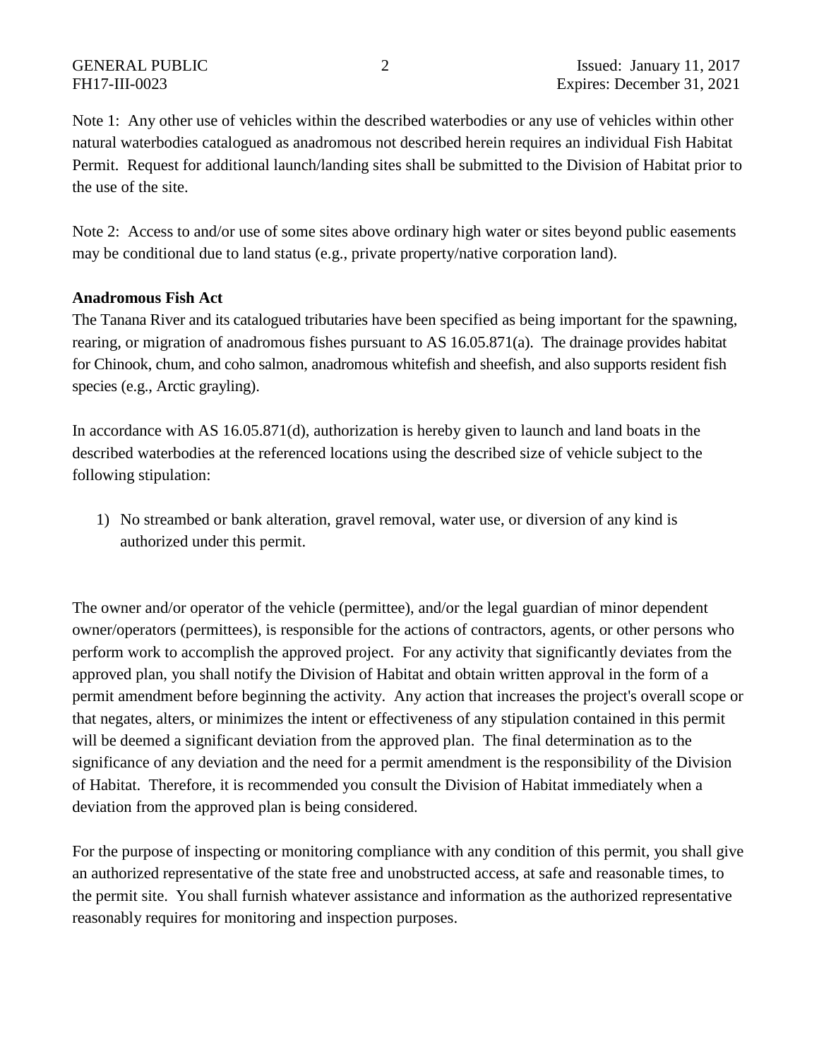Note 1: Any other use of vehicles within the described waterbodies or any use of vehicles within other natural waterbodies catalogued as anadromous not described herein requires an individual Fish Habitat Permit. Request for additional launch/landing sites shall be submitted to the Division of Habitat prior to the use of the site.

Note 2: Access to and/or use of some sites above ordinary high water or sites beyond public easements may be conditional due to land status (e.g., private property/native corporation land).

**Anadromous Fish Act**

The Tanana River and its catalogued tributaries have been specified as being important for the spawning, rearing, or migration of anadromous fishes pursuant to AS 16.05.871(a). The drainage provides habitat for Chinook, chum, and coho salmon, anadromous whitefish and sheefish, and also supports resident fish species (e.g., Arctic grayling).

In accordance with AS 16.05.871(d), authorization is hereby given to launch and land boats in the described waterbodies at the referenced locations using the described size of vehicle subject to the following stipulation:

1) No streambed or bank alteration, gravel removal, water use, or diversion of any kind is authorized under this permit.

The owner and/or operator of the vehicle (permittee), and/or the legal guardian of minor dependent owner/operators (permittees), is responsible for the actions of contractors, agents, or other persons who perform work to accomplish the approved project. For any activity that significantly deviates from the approved plan, you shall notify the Division of Habitat and obtain written approval in the form of a permit amendment before beginning the activity. Any action that increases the project's overall scope or that negates, alters, or minimizes the intent or effectiveness of any stipulation contained in this permit will be deemed a significant deviation from the approved plan. The final determination as to the significance of any deviation and the need for a permit amendment is the responsibility of the Division of Habitat. Therefore, it is recommended you consult the Division of Habitat immediately when a deviation from the approved plan is being considered.

For the purpose of inspecting or monitoring compliance with any condition of this permit, you shall give an authorized representative of the state free and unobstructed access, at safe and reasonable times, to the permit site. You shall furnish whatever assistance and information as the authorized representative reasonably requires for monitoring and inspection purposes.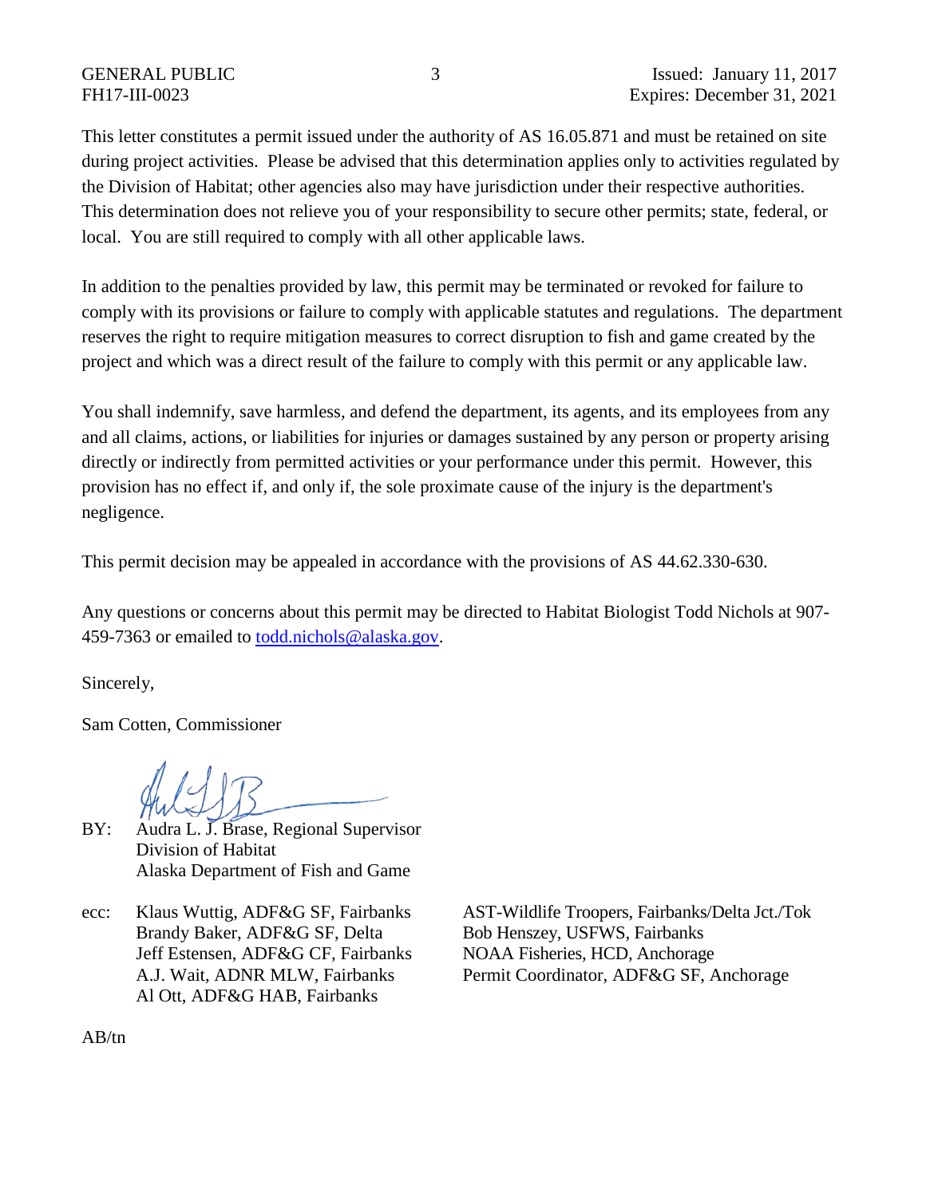This letter constitutes a permit issued under the authority of AS 16.05.871 and must be retained on site during project activities. Please be advised that this determination applies only to activities regulated by the Division of Habitat; other agencies also may have jurisdiction under their respective authorities. This determination does not relieve you of your responsibility to secure other permits; state, federal, or local. You are still required to comply with all other applicable laws.

In addition to the penalties provided by law, this permit may be terminated or revoked for failure to comply with its provisions or failure to comply with applicable statutes and regulations. The department reserves the right to require mitigation measures to correct disruption to fish and game created by the project and which was a direct result of the failure to comply with this permit or any applicable law.

You shall indemnify, save harmless, and defend the department, its agents, and its employees from any and all claims, actions, or liabilities for injuries or damages sustained by any person or property arising directly or indirectly from permitted activities or your performance under this permit. However, this provision has no effect if, and only if, the sole proximate cause of the injury is the department's negligence.

This permit decision may be appealed in accordance with the provisions of AS 44.62.330-630.

Any questions or concerns about this permit may be directed to Habitat Biologist Todd Nichols at 907-459-7363 or emailed to todd.nichols@alaska.gov.

Sincerely,

Sam Cotten, Commissioner

BY: Audra L. J. Brase, Regional Supervisor
Division of Habitat
Alaska Department of Fish and Game

ecc:
Klaus Wuttig, ADF&G SF, Fairbanks
Brandy Baker, ADF&G SF, Delta
Jeff Estensen, ADF&G CF, Fairbanks
A.J. Wait, ADNR MLW, Fairbanks
Al Ott, ADF&G HAB, Fairbanks
AST-Wildlife Troopers, Fairbanks/Delta Jct./Tok
Bob Henszey, USFWS, Fairbanks
NOAA Fisheries, HCD, Anchorage
Permit Coordinator, ADF&G SF, Anchorage

AB/tn